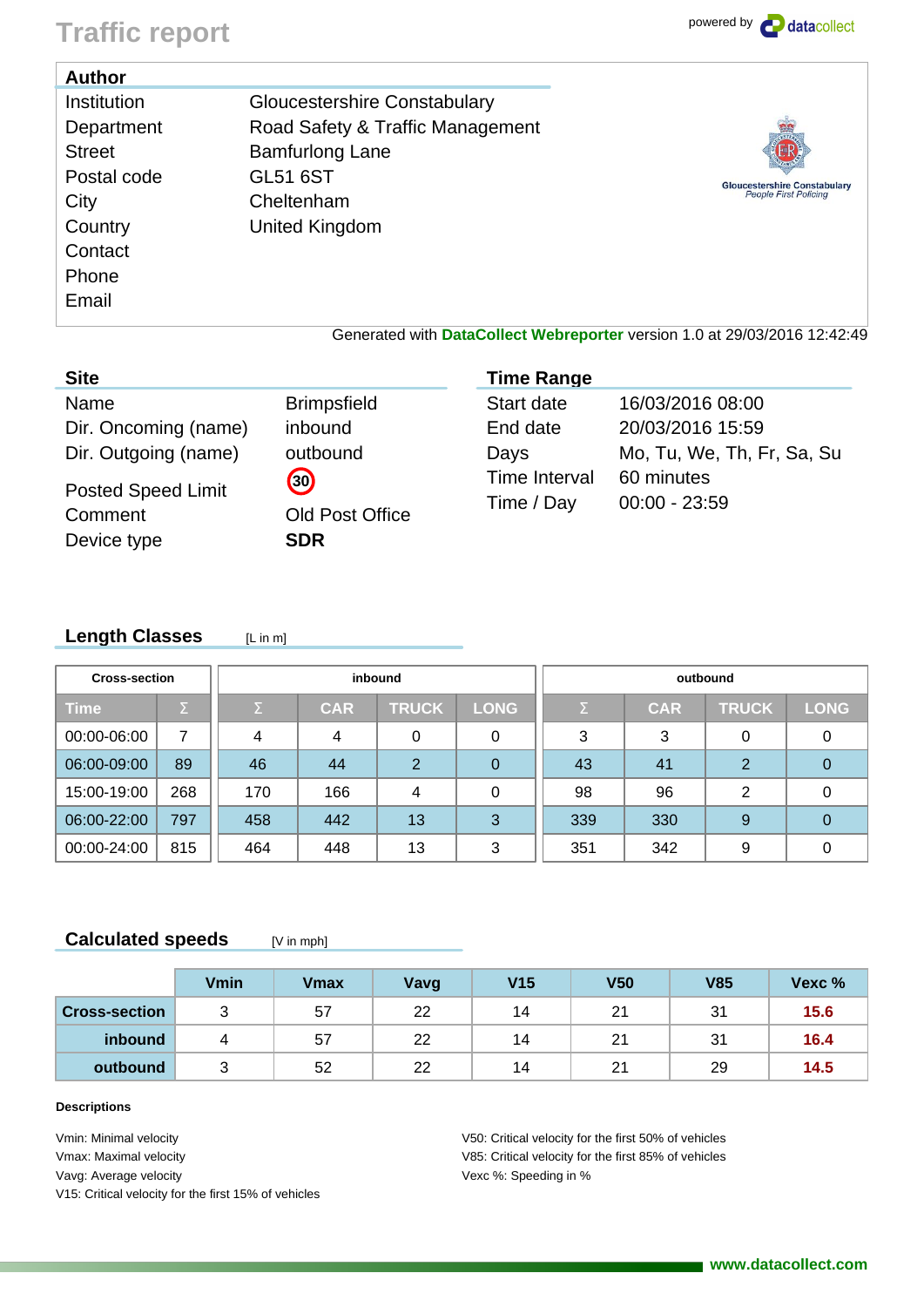# Traffic report

powered by datacollect

## Author

| | |
|---|---|
| Institution | Gloucestershire Constabulary |
| Department | Road Safety & Traffic Management |
| Street | Bamfurlong Lane |
| Postal code | GL51 6ST |
| City | Cheltenham |
| Country | United Kingdom |
| Contact | |
| Phone | |
| Email | |

Gloucestershire Constabulary
*People First Policing*

Generated with **DataCollect Webreporter** version 1.0 at 29/03/2016 12:42:49

## Site

| | |
|---|---|
| Name | Brimpsfield |
| Dir. Oncoming (name) | inbound |
| Dir. Outgoing (name) | outbound |
| Posted Speed Limit | 30 |
| Comment | Old Post Office |
| Device type | **SDR** |

## Time Range

| | |
|---|---|
| Start date | 16/03/2016 08:00 |
| End date | 20/03/2016 15:59 |
| Days | Mo, Tu, We, Th, Fr, Sa, Su |
| Time Interval | 60 minutes |
| Time / Day | 00:00 - 23:59 |

## Length Classes [L in m]

| Cross-section | | inbound | | | | outbound | | | |
|---|---|---|---|---|---|---|---|---|---|
| Time | Σ | Σ | CAR | TRUCK | LONG | Σ | CAR | TRUCK | LONG |
| 00:00-06:00 | 7 | 4 | 4 | 0 | 0 | 3 | 3 | 0 | 0 |
| 06:00-09:00 | 89 | 46 | 44 | 2 | 0 | 43 | 41 | 2 | 0 |
| 15:00-19:00 | 268 | 170 | 166 | 4 | 0 | 98 | 96 | 2 | 0 |
| 06:00-22:00 | 797 | 458 | 442 | 13 | 3 | 339 | 330 | 9 | 0 |
| 00:00-24:00 | 815 | 464 | 448 | 13 | 3 | 351 | 342 | 9 | 0 |

## Calculated speeds [V in mph]

| | Vmin | Vmax | Vavg | V15 | V50 | V85 | Vexc % |
|---|---|---|---|---|---|---|---|
| **Cross-section** | 3 | 57 | 22 | 14 | 21 | 31 | **15.6** |
| **inbound** | 4 | 57 | 22 | 14 | 21 | 31 | **16.4** |
| **outbound** | 3 | 52 | 22 | 14 | 21 | 29 | **14.5** |

**Descriptions**

Vmin: Minimal velocity
Vmax: Maximal velocity
Vavg: Average velocity
V15: Critical velocity for the first 15% of vehicles
V50: Critical velocity for the first 50% of vehicles
V85: Critical velocity for the first 85% of vehicles
Vexc %: Speeding in %

www.datacollect.com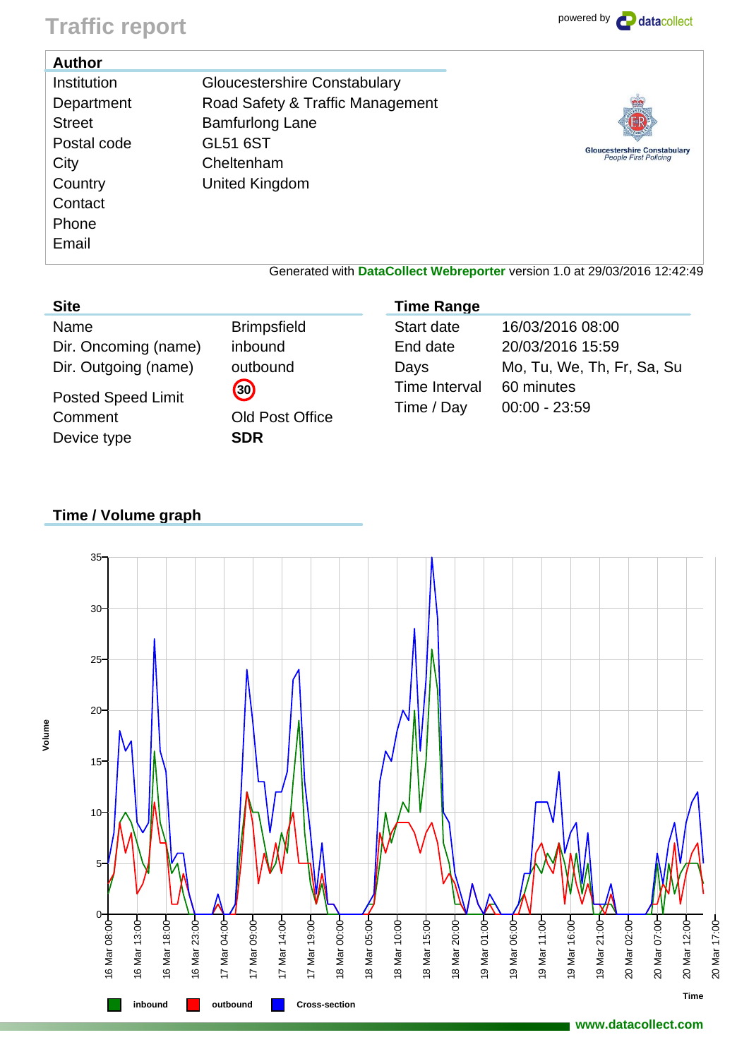# Traffic report

powered by datacollect

## Author

| | |
|---|---|
| Institution | Gloucestershire Constabulary |
| Department | Road Safety & Traffic Management |
| Street | Bamfurlong Lane |
| Postal code | GL51 6ST |
| City | Cheltenham |
| Country | United Kingdom |
| Contact | |
| Phone | |
| Email | |

Gloucestershire Constabulary
*People First Policing*

Generated with **DataCollect Webreporter** version 1.0 at 29/03/2016 12:42:49

## Site

| | |
|---|---|
| Name | Brimpsfield |
| Dir. Oncoming (name) | inbound |
| Dir. Outgoing (name) | outbound |
| Posted Speed Limit | 30 |
| Comment | Old Post Office |
| Device type | **SDR** |

## Time Range

| | |
|---|---|
| Start date | 16/03/2016 08:00 |
| End date | 20/03/2016 15:59 |
| Days | Mo, Tu, We, Th, Fr, Sa, Su |
| Time Interval | 60 minutes |
| Time / Day | 00:00 - 23:59 |

## Time / Volume graph

Volume

Time

inbound outbound Cross-section

www.datacollect.com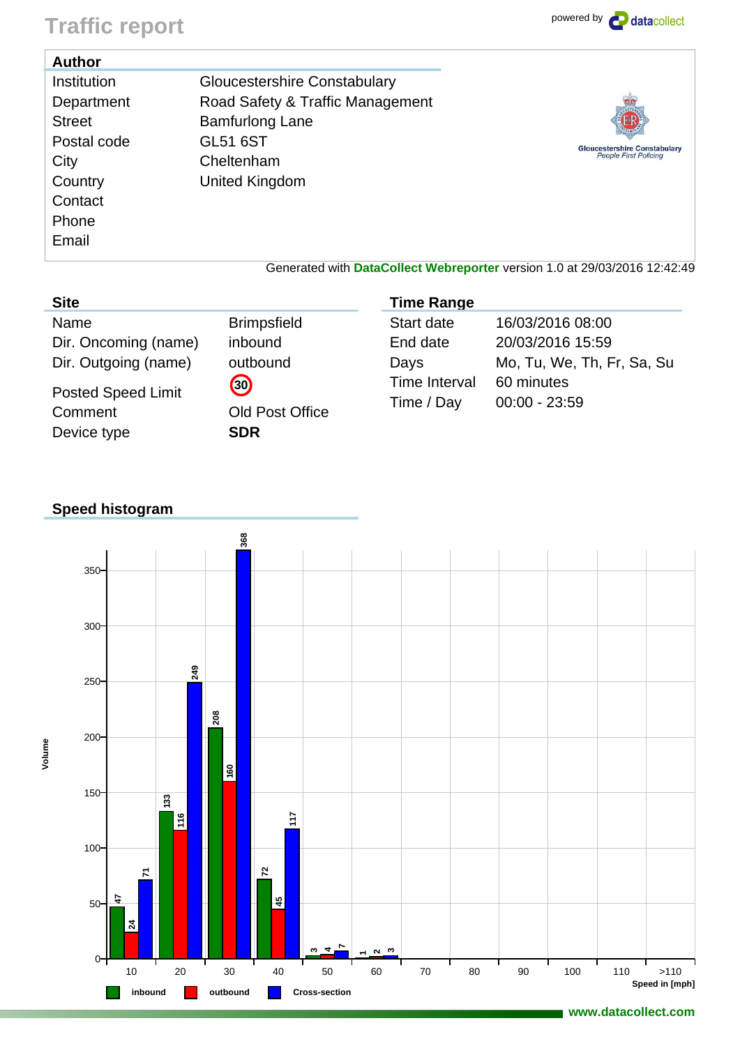# Traffic report

powered by datacollect

## Author

| | |
|---|---|
| Institution | Gloucestershire Constabulary |
| Department | Road Safety & Traffic Management |
| Street | Bamfurlong Lane |
| Postal code | GL51 6ST |
| City | Cheltenham |
| Country | United Kingdom |
| Contact | |
| Phone | |
| Email | |

Gloucestershire Constabulary
*People First Policing*

Generated with **DataCollect Webreporter** version 1.0 at 29/03/2016 12:42:49

## Site

| | |
|---|---|
| Name | Brimpsfield |
| Dir. Oncoming (name) | inbound |
| Dir. Outgoing (name) | outbound |
| Posted Speed Limit | 30 |
| Comment | Old Post Office |
| Device type | **SDR** |

## Time Range

| | |
|---|---|
| Start date | 16/03/2016 08:00 |
| End date | 20/03/2016 15:59 |
| Days | Mo, Tu, We, Th, Fr, Sa, Su |
| Time Interval | 60 minutes |
| Time / Day | 00:00 - 23:59 |

## Speed histogram

| Speed in [mph] | inbound | outbound | Cross-section |
|---|---|---|---|
| 10 | 47 | 24 | 71 |
| 20 | 133 | 116 | 249 |
| 30 | 208 | 160 | 368 |
| 40 | 72 | 45 | 117 |
| 50 | 3 | 4 | 7 |
| 60 | 1 | 2 | 3 |
| 70 | | | |
| 80 | | | |
| 90 | | | |
| 100 | | | |
| 110 | | | |
| >110 | | | |

www.datacollect.com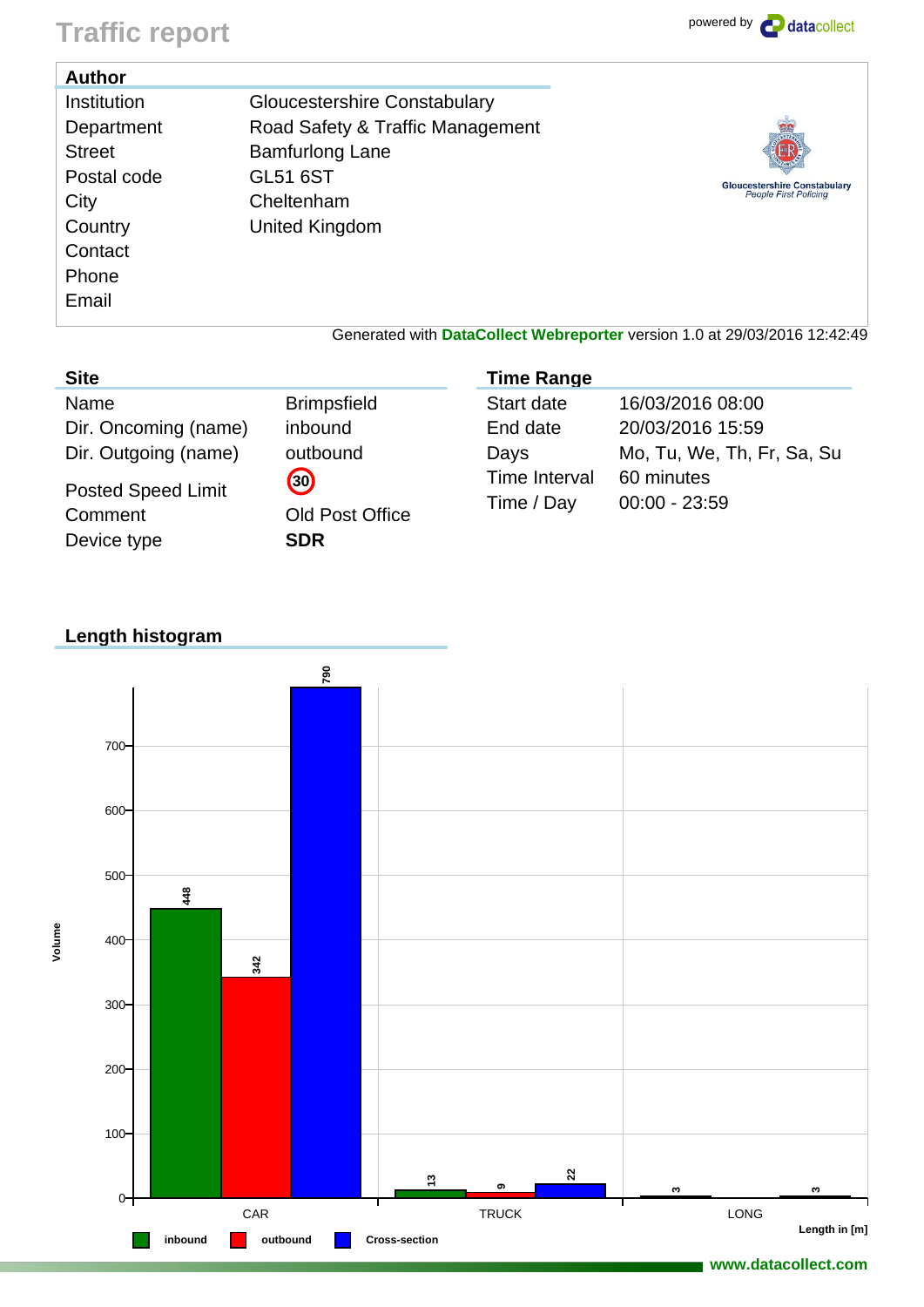# Traffic report

powered by datacollect

| Author | |
|---|---|
| Institution | Gloucestershire Constabulary |
| Department | Road Safety & Traffic Management |
| Street | Bamfurlong Lane |
| Postal code | GL51 6ST |
| City | Cheltenham |
| Country | United Kingdom |
| Contact | |
| Phone | |
| Email | |

Gloucestershire Constabulary
*People First Policing*

Generated with **DataCollect Webreporter** version 1.0 at 29/03/2016 12:42:49

## Site

| | |
|---|---|
| Name | Brimpsfield |
| Dir. Oncoming (name) | inbound |
| Dir. Outgoing (name) | outbound |
| Posted Speed Limit | 30 |
| Comment | Old Post Office |
| Device type | **SDR** |

## Time Range

| | |
|---|---|
| Start date | 16/03/2016 08:00 |
| End date | 20/03/2016 15:59 |
| Days | Mo, Tu, We, Th, Fr, Sa, Su |
| Time Interval | 60 minutes |
| Time / Day | 00:00 - 23:59 |

## Length histogram

| Length in [m] | inbound | outbound | Cross-section |
|---|---|---|---|
| CAR | 448 | 342 | 790 |
| TRUCK | 13 | 9 | 22 |
| LONG | 3 | | 3 |

www.datacollect.com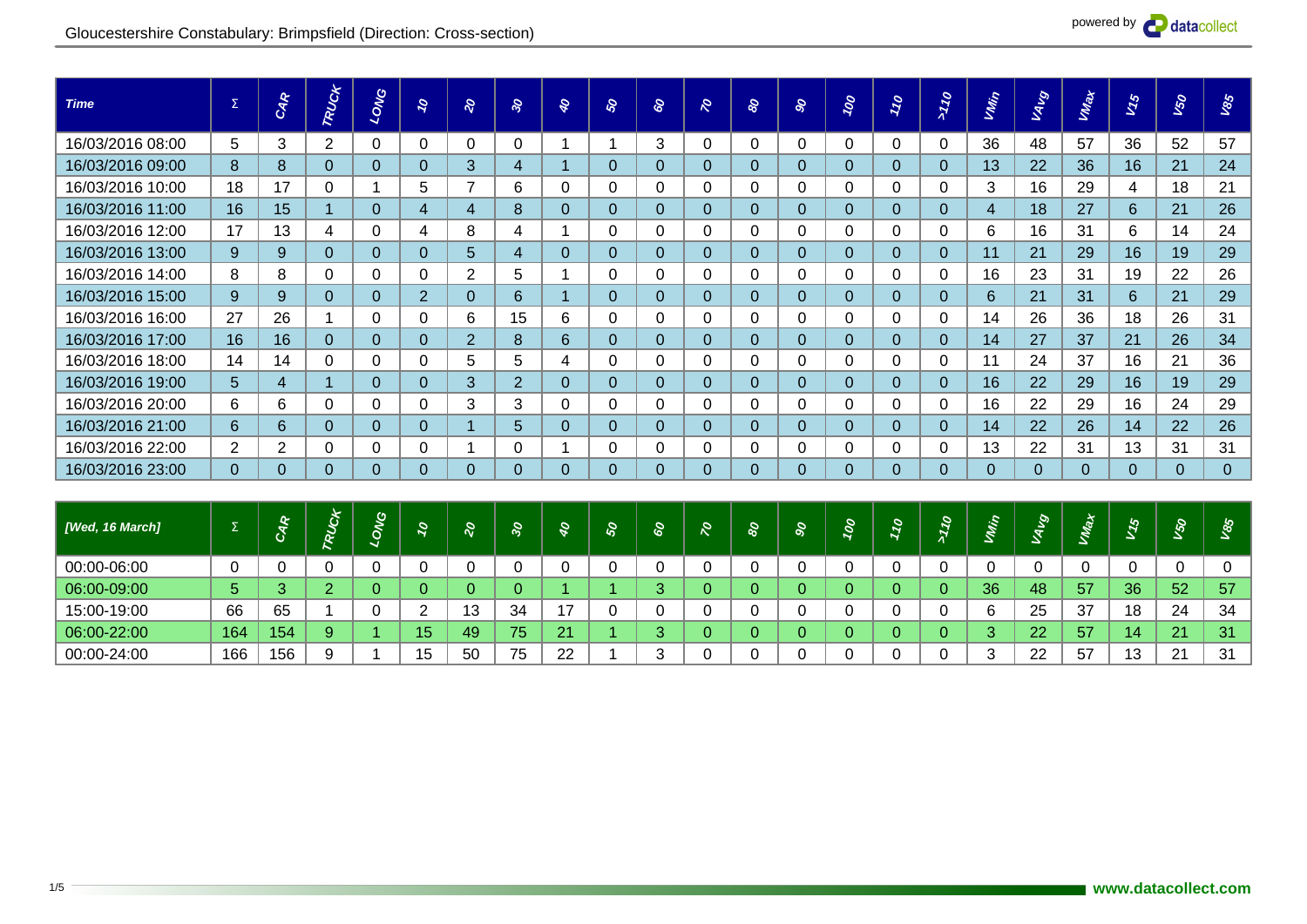## Gloucestershire Constabulary: Brimpsfield (Direction: Cross-section)

| Time | Σ | CAR | TRUCK | LONG | 10 | 20 | 30 | 40 | 50 | 60 | 70 | 80 | 90 | 100 | 110 | >110 | VMin | VAvg | VMax | V15 | V50 | V85 |
|---|---|---|---|---|---|---|---|---|---|---|---|---|---|---|---|---|---|---|---|---|---|---|
| 16/03/2016 08:00 | 5 | 3 | 2 | 0 | 0 | 0 | 0 | 1 | 1 | 3 | 0 | 0 | 0 | 0 | 0 | 0 | 36 | 48 | 57 | 36 | 52 | 57 |
| 16/03/2016 09:00 | 8 | 8 | 0 | 0 | 0 | 3 | 4 | 1 | 0 | 0 | 0 | 0 | 0 | 0 | 0 | 0 | 13 | 22 | 36 | 16 | 21 | 24 |
| 16/03/2016 10:00 | 18 | 17 | 0 | 1 | 5 | 7 | 6 | 0 | 0 | 0 | 0 | 0 | 0 | 0 | 0 | 0 | 3 | 16 | 29 | 4 | 18 | 21 |
| 16/03/2016 11:00 | 16 | 15 | 1 | 0 | 4 | 4 | 8 | 0 | 0 | 0 | 0 | 0 | 0 | 0 | 0 | 0 | 4 | 18 | 27 | 6 | 21 | 26 |
| 16/03/2016 12:00 | 17 | 13 | 4 | 0 | 4 | 8 | 4 | 1 | 0 | 0 | 0 | 0 | 0 | 0 | 0 | 0 | 6 | 16 | 31 | 6 | 14 | 24 |
| 16/03/2016 13:00 | 9 | 9 | 0 | 0 | 0 | 5 | 4 | 0 | 0 | 0 | 0 | 0 | 0 | 0 | 0 | 0 | 11 | 21 | 29 | 16 | 19 | 29 |
| 16/03/2016 14:00 | 8 | 8 | 0 | 0 | 0 | 2 | 5 | 1 | 0 | 0 | 0 | 0 | 0 | 0 | 0 | 0 | 16 | 23 | 31 | 19 | 22 | 26 |
| 16/03/2016 15:00 | 9 | 9 | 0 | 0 | 2 | 0 | 6 | 1 | 0 | 0 | 0 | 0 | 0 | 0 | 0 | 0 | 6 | 21 | 31 | 6 | 21 | 29 |
| 16/03/2016 16:00 | 27 | 26 | 1 | 0 | 0 | 6 | 15 | 6 | 0 | 0 | 0 | 0 | 0 | 0 | 0 | 0 | 14 | 26 | 36 | 18 | 26 | 31 |
| 16/03/2016 17:00 | 16 | 16 | 0 | 0 | 0 | 2 | 8 | 6 | 0 | 0 | 0 | 0 | 0 | 0 | 0 | 0 | 14 | 27 | 37 | 21 | 26 | 34 |
| 16/03/2016 18:00 | 14 | 14 | 0 | 0 | 0 | 5 | 5 | 4 | 0 | 0 | 0 | 0 | 0 | 0 | 0 | 0 | 11 | 24 | 37 | 16 | 21 | 36 |
| 16/03/2016 19:00 | 5 | 4 | 1 | 0 | 0 | 3 | 2 | 0 | 0 | 0 | 0 | 0 | 0 | 0 | 0 | 0 | 16 | 22 | 29 | 16 | 19 | 29 |
| 16/03/2016 20:00 | 6 | 6 | 0 | 0 | 0 | 3 | 3 | 0 | 0 | 0 | 0 | 0 | 0 | 0 | 0 | 0 | 16 | 22 | 29 | 16 | 24 | 29 |
| 16/03/2016 21:00 | 6 | 6 | 0 | 0 | 0 | 1 | 5 | 0 | 0 | 0 | 0 | 0 | 0 | 0 | 0 | 0 | 14 | 22 | 26 | 14 | 22 | 26 |
| 16/03/2016 22:00 | 2 | 2 | 0 | 0 | 0 | 1 | 0 | 1 | 0 | 0 | 0 | 0 | 0 | 0 | 0 | 0 | 13 | 22 | 31 | 13 | 31 | 31 |
| 16/03/2016 23:00 | 0 | 0 | 0 | 0 | 0 | 0 | 0 | 0 | 0 | 0 | 0 | 0 | 0 | 0 | 0 | 0 | 0 | 0 | 0 | 0 | 0 | 0 |

| [Wed, 16 March] | Σ | CAR | TRUCK | LONG | 10 | 20 | 30 | 40 | 50 | 60 | 70 | 80 | 90 | 100 | 110 | >110 | VMin | VAvg | VMax | V15 | V50 | V85 |
|---|---|---|---|---|---|---|---|---|---|---|---|---|---|---|---|---|---|---|---|---|---|---|
| 00:00-06:00 | 0 | 0 | 0 | 0 | 0 | 0 | 0 | 0 | 0 | 0 | 0 | 0 | 0 | 0 | 0 | 0 | 0 | 0 | 0 | 0 | 0 | 0 |
| 06:00-09:00 | 5 | 3 | 2 | 0 | 0 | 0 | 0 | 1 | 1 | 3 | 0 | 0 | 0 | 0 | 0 | 0 | 36 | 48 | 57 | 36 | 52 | 57 |
| 15:00-19:00 | 66 | 65 | 1 | 0 | 2 | 13 | 34 | 17 | 0 | 0 | 0 | 0 | 0 | 0 | 0 | 0 | 6 | 25 | 37 | 18 | 24 | 34 |
| 06:00-22:00 | 164 | 154 | 9 | 1 | 15 | 49 | 75 | 21 | 1 | 3 | 0 | 0 | 0 | 0 | 0 | 0 | 3 | 22 | 57 | 14 | 21 | 31 |
| 00:00-24:00 | 166 | 156 | 9 | 1 | 15 | 50 | 75 | 22 | 1 | 3 | 0 | 0 | 0 | 0 | 0 | 0 | 3 | 22 | 57 | 13 | 21 | 31 |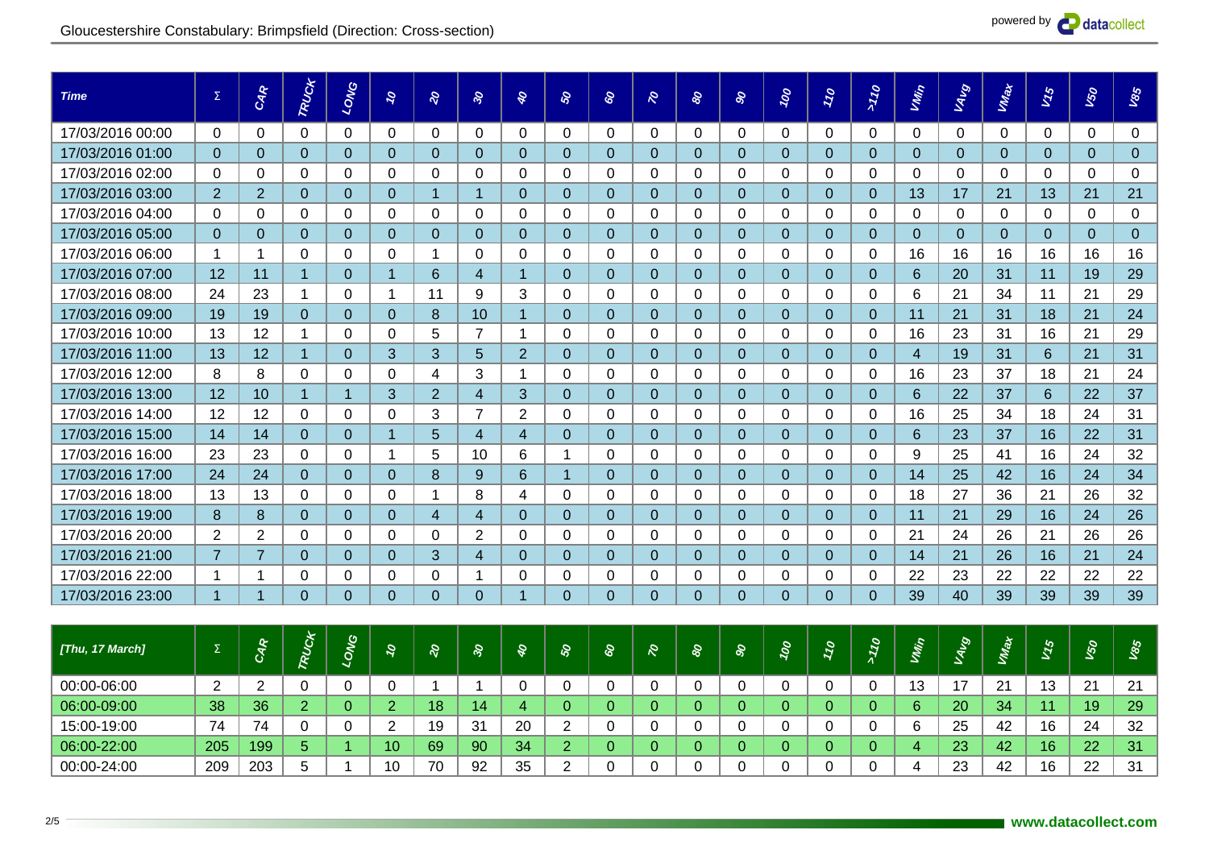Gloucestershire Constabulary: Brimpsfield (Direction: Cross-section)

| Time | Σ | CAR | TRUCK | LONG | 10 | 20 | 30 | 40 | 50 | 60 | 70 | 80 | 90 | 100 | 110 | >110 | VMin | VAvg | VMax | V15 | V50 | V85 |
|---|---|---|---|---|---|---|---|---|---|---|---|---|---|---|---|---|---|---|---|---|---|---|
| 17/03/2016 00:00 | 0 | 0 | 0 | 0 | 0 | 0 | 0 | 0 | 0 | 0 | 0 | 0 | 0 | 0 | 0 | 0 | 0 | 0 | 0 | 0 | 0 | 0 |
| 17/03/2016 01:00 | 0 | 0 | 0 | 0 | 0 | 0 | 0 | 0 | 0 | 0 | 0 | 0 | 0 | 0 | 0 | 0 | 0 | 0 | 0 | 0 | 0 | 0 |
| 17/03/2016 02:00 | 0 | 0 | 0 | 0 | 0 | 0 | 0 | 0 | 0 | 0 | 0 | 0 | 0 | 0 | 0 | 0 | 0 | 0 | 0 | 0 | 0 | 0 |
| 17/03/2016 03:00 | 2 | 2 | 0 | 0 | 0 | 1 | 1 | 0 | 0 | 0 | 0 | 0 | 0 | 0 | 0 | 0 | 13 | 17 | 21 | 13 | 21 | 21 |
| 17/03/2016 04:00 | 0 | 0 | 0 | 0 | 0 | 0 | 0 | 0 | 0 | 0 | 0 | 0 | 0 | 0 | 0 | 0 | 0 | 0 | 0 | 0 | 0 | 0 |
| 17/03/2016 05:00 | 0 | 0 | 0 | 0 | 0 | 0 | 0 | 0 | 0 | 0 | 0 | 0 | 0 | 0 | 0 | 0 | 0 | 0 | 0 | 0 | 0 | 0 |
| 17/03/2016 06:00 | 1 | 1 | 0 | 0 | 0 | 1 | 0 | 0 | 0 | 0 | 0 | 0 | 0 | 0 | 0 | 0 | 16 | 16 | 16 | 16 | 16 | 16 |
| 17/03/2016 07:00 | 12 | 11 | 1 | 0 | 1 | 6 | 4 | 1 | 0 | 0 | 0 | 0 | 0 | 0 | 0 | 0 | 6 | 20 | 31 | 11 | 19 | 29 |
| 17/03/2016 08:00 | 24 | 23 | 1 | 0 | 1 | 11 | 9 | 3 | 0 | 0 | 0 | 0 | 0 | 0 | 0 | 0 | 6 | 21 | 34 | 11 | 21 | 29 |
| 17/03/2016 09:00 | 19 | 19 | 0 | 0 | 0 | 8 | 10 | 1 | 0 | 0 | 0 | 0 | 0 | 0 | 0 | 0 | 11 | 21 | 31 | 18 | 21 | 24 |
| 17/03/2016 10:00 | 13 | 12 | 1 | 0 | 0 | 5 | 7 | 1 | 0 | 0 | 0 | 0 | 0 | 0 | 0 | 0 | 16 | 23 | 31 | 16 | 21 | 29 |
| 17/03/2016 11:00 | 13 | 12 | 1 | 0 | 3 | 3 | 5 | 2 | 0 | 0 | 0 | 0 | 0 | 0 | 0 | 0 | 4 | 19 | 31 | 6 | 21 | 31 |
| 17/03/2016 12:00 | 8 | 8 | 0 | 0 | 0 | 4 | 3 | 1 | 0 | 0 | 0 | 0 | 0 | 0 | 0 | 0 | 16 | 23 | 37 | 18 | 21 | 24 |
| 17/03/2016 13:00 | 12 | 10 | 1 | 1 | 3 | 2 | 4 | 3 | 0 | 0 | 0 | 0 | 0 | 0 | 0 | 0 | 6 | 22 | 37 | 6 | 22 | 37 |
| 17/03/2016 14:00 | 12 | 12 | 0 | 0 | 0 | 3 | 7 | 2 | 0 | 0 | 0 | 0 | 0 | 0 | 0 | 0 | 16 | 25 | 34 | 18 | 24 | 31 |
| 17/03/2016 15:00 | 14 | 14 | 0 | 0 | 1 | 5 | 4 | 4 | 0 | 0 | 0 | 0 | 0 | 0 | 0 | 0 | 6 | 23 | 37 | 16 | 22 | 31 |
| 17/03/2016 16:00 | 23 | 23 | 0 | 0 | 1 | 5 | 10 | 6 | 1 | 0 | 0 | 0 | 0 | 0 | 0 | 0 | 9 | 25 | 41 | 16 | 24 | 32 |
| 17/03/2016 17:00 | 24 | 24 | 0 | 0 | 0 | 8 | 9 | 6 | 1 | 0 | 0 | 0 | 0 | 0 | 0 | 0 | 14 | 25 | 42 | 16 | 24 | 34 |
| 17/03/2016 18:00 | 13 | 13 | 0 | 0 | 0 | 1 | 8 | 4 | 0 | 0 | 0 | 0 | 0 | 0 | 0 | 0 | 18 | 27 | 36 | 21 | 26 | 32 |
| 17/03/2016 19:00 | 8 | 8 | 0 | 0 | 0 | 4 | 4 | 0 | 0 | 0 | 0 | 0 | 0 | 0 | 0 | 0 | 11 | 21 | 29 | 16 | 24 | 26 |
| 17/03/2016 20:00 | 2 | 2 | 0 | 0 | 0 | 0 | 2 | 0 | 0 | 0 | 0 | 0 | 0 | 0 | 0 | 0 | 21 | 24 | 26 | 21 | 26 | 26 |
| 17/03/2016 21:00 | 7 | 7 | 0 | 0 | 0 | 3 | 4 | 0 | 0 | 0 | 0 | 0 | 0 | 0 | 0 | 0 | 14 | 21 | 26 | 16 | 21 | 24 |
| 17/03/2016 22:00 | 1 | 1 | 0 | 0 | 0 | 0 | 1 | 0 | 0 | 0 | 0 | 0 | 0 | 0 | 0 | 0 | 22 | 23 | 22 | 22 | 22 | 22 |
| 17/03/2016 23:00 | 1 | 1 | 0 | 0 | 0 | 0 | 0 | 1 | 0 | 0 | 0 | 0 | 0 | 0 | 0 | 0 | 39 | 40 | 39 | 39 | 39 | 39 |

| [Thu, 17 March] | Σ | CAR | TRUCK | LONG | 10 | 20 | 30 | 40 | 50 | 60 | 70 | 80 | 90 | 100 | 110 | >110 | VMin | VAvg | VMax | V15 | V50 | V85 |
|---|---|---|---|---|---|---|---|---|---|---|---|---|---|---|---|---|---|---|---|---|---|---|
| 00:00-06:00 | 2 | 2 | 0 | 0 | 0 | 1 | 1 | 0 | 0 | 0 | 0 | 0 | 0 | 0 | 0 | 0 | 13 | 17 | 21 | 13 | 21 | 21 |
| 06:00-09:00 | 38 | 36 | 2 | 0 | 2 | 18 | 14 | 4 | 0 | 0 | 0 | 0 | 0 | 0 | 0 | 0 | 6 | 20 | 34 | 11 | 19 | 29 |
| 15:00-19:00 | 74 | 74 | 0 | 0 | 2 | 19 | 31 | 20 | 2 | 0 | 0 | 0 | 0 | 0 | 0 | 0 | 6 | 25 | 42 | 16 | 24 | 32 |
| 06:00-22:00 | 205 | 199 | 5 | 1 | 10 | 69 | 90 | 34 | 2 | 0 | 0 | 0 | 0 | 0 | 0 | 0 | 4 | 23 | 42 | 16 | 22 | 31 |
| 00:00-24:00 | 209 | 203 | 5 | 1 | 10 | 70 | 92 | 35 | 2 | 0 | 0 | 0 | 0 | 0 | 0 | 0 | 4 | 23 | 42 | 16 | 22 | 31 |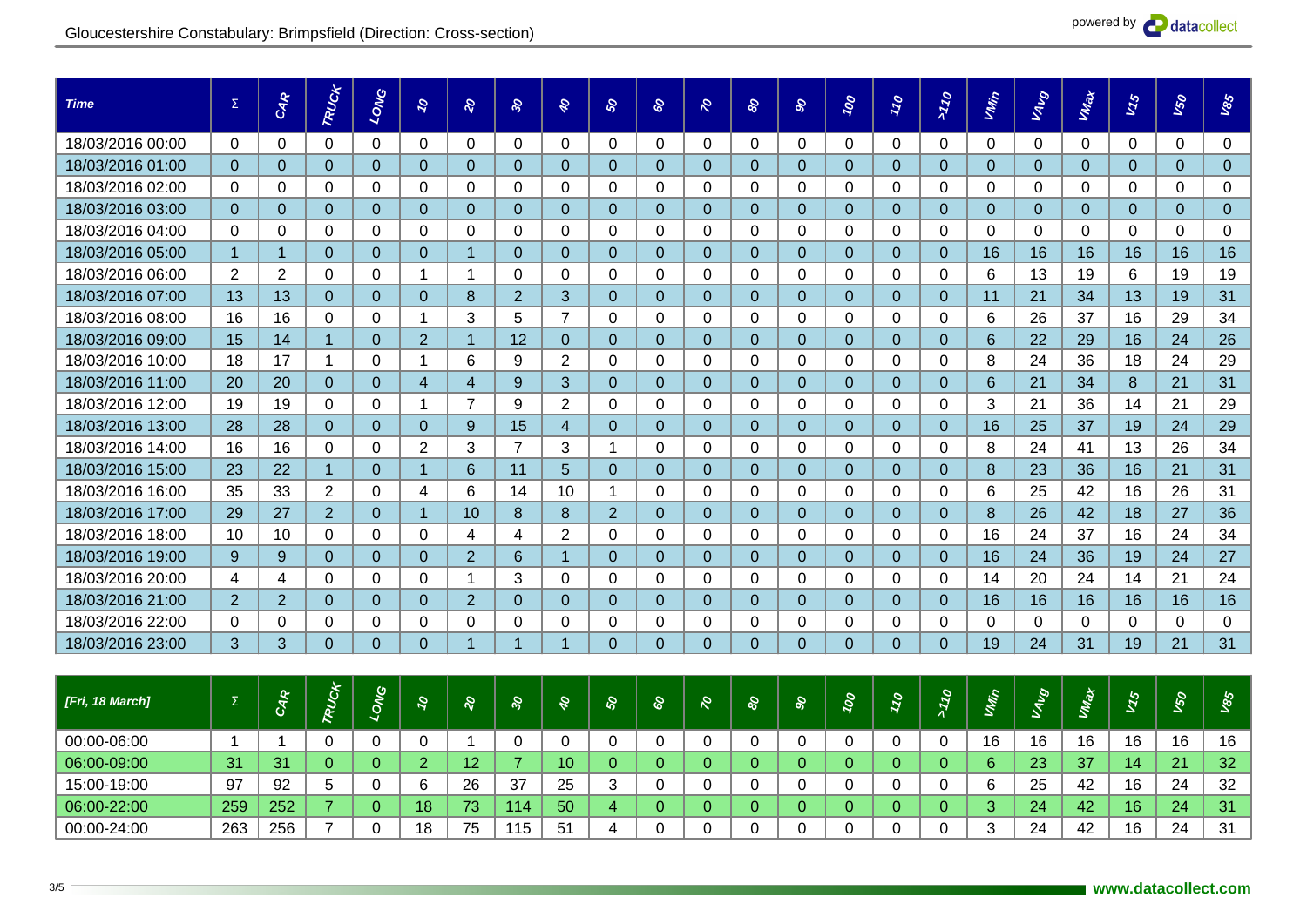## Gloucestershire Constabulary: Brimpsfield (Direction: Cross-section)

| Time | Σ | CAR | TRUCK | LONG | 10 | 20 | 30 | 40 | 50 | 60 | 70 | 80 | 90 | 100 | 110 | >110 | VMin | VAvg | VMax | V15 | V50 | V85 |
|---|---|---|---|---|---|---|---|---|---|---|---|---|---|---|---|---|---|---|---|---|---|---|
| 18/03/2016 00:00 | 0 | 0 | 0 | 0 | 0 | 0 | 0 | 0 | 0 | 0 | 0 | 0 | 0 | 0 | 0 | 0 | 0 | 0 | 0 | 0 | 0 | 0 |
| 18/03/2016 01:00 | 0 | 0 | 0 | 0 | 0 | 0 | 0 | 0 | 0 | 0 | 0 | 0 | 0 | 0 | 0 | 0 | 0 | 0 | 0 | 0 | 0 | 0 |
| 18/03/2016 02:00 | 0 | 0 | 0 | 0 | 0 | 0 | 0 | 0 | 0 | 0 | 0 | 0 | 0 | 0 | 0 | 0 | 0 | 0 | 0 | 0 | 0 | 0 |
| 18/03/2016 03:00 | 0 | 0 | 0 | 0 | 0 | 0 | 0 | 0 | 0 | 0 | 0 | 0 | 0 | 0 | 0 | 0 | 0 | 0 | 0 | 0 | 0 | 0 |
| 18/03/2016 04:00 | 0 | 0 | 0 | 0 | 0 | 0 | 0 | 0 | 0 | 0 | 0 | 0 | 0 | 0 | 0 | 0 | 0 | 0 | 0 | 0 | 0 | 0 |
| 18/03/2016 05:00 | 1 | 1 | 0 | 0 | 0 | 1 | 0 | 0 | 0 | 0 | 0 | 0 | 0 | 0 | 0 | 0 | 16 | 16 | 16 | 16 | 16 | 16 |
| 18/03/2016 06:00 | 2 | 2 | 0 | 0 | 1 | 1 | 0 | 0 | 0 | 0 | 0 | 0 | 0 | 0 | 0 | 0 | 6 | 13 | 19 | 6 | 19 | 19 |
| 18/03/2016 07:00 | 13 | 13 | 0 | 0 | 0 | 8 | 2 | 3 | 0 | 0 | 0 | 0 | 0 | 0 | 0 | 0 | 11 | 21 | 34 | 13 | 19 | 31 |
| 18/03/2016 08:00 | 16 | 16 | 0 | 0 | 1 | 3 | 5 | 7 | 0 | 0 | 0 | 0 | 0 | 0 | 0 | 0 | 6 | 26 | 37 | 16 | 29 | 34 |
| 18/03/2016 09:00 | 15 | 14 | 1 | 0 | 2 | 1 | 12 | 0 | 0 | 0 | 0 | 0 | 0 | 0 | 0 | 0 | 6 | 22 | 29 | 16 | 24 | 26 |
| 18/03/2016 10:00 | 18 | 17 | 1 | 0 | 1 | 6 | 9 | 2 | 0 | 0 | 0 | 0 | 0 | 0 | 0 | 0 | 8 | 24 | 36 | 18 | 24 | 29 |
| 18/03/2016 11:00 | 20 | 20 | 0 | 0 | 4 | 4 | 9 | 3 | 0 | 0 | 0 | 0 | 0 | 0 | 0 | 0 | 6 | 21 | 34 | 8 | 21 | 31 |
| 18/03/2016 12:00 | 19 | 19 | 0 | 0 | 1 | 7 | 9 | 2 | 0 | 0 | 0 | 0 | 0 | 0 | 0 | 0 | 3 | 21 | 36 | 14 | 21 | 29 |
| 18/03/2016 13:00 | 28 | 28 | 0 | 0 | 0 | 9 | 15 | 4 | 0 | 0 | 0 | 0 | 0 | 0 | 0 | 0 | 16 | 25 | 37 | 19 | 24 | 29 |
| 18/03/2016 14:00 | 16 | 16 | 0 | 0 | 2 | 3 | 7 | 3 | 1 | 0 | 0 | 0 | 0 | 0 | 0 | 0 | 8 | 24 | 41 | 13 | 26 | 34 |
| 18/03/2016 15:00 | 23 | 22 | 1 | 0 | 1 | 6 | 11 | 5 | 0 | 0 | 0 | 0 | 0 | 0 | 0 | 0 | 8 | 23 | 36 | 16 | 21 | 31 |
| 18/03/2016 16:00 | 35 | 33 | 2 | 0 | 4 | 6 | 14 | 10 | 1 | 0 | 0 | 0 | 0 | 0 | 0 | 0 | 6 | 25 | 42 | 16 | 26 | 31 |
| 18/03/2016 17:00 | 29 | 27 | 2 | 0 | 1 | 10 | 8 | 8 | 2 | 0 | 0 | 0 | 0 | 0 | 0 | 0 | 8 | 26 | 42 | 18 | 27 | 36 |
| 18/03/2016 18:00 | 10 | 10 | 0 | 0 | 0 | 4 | 4 | 2 | 0 | 0 | 0 | 0 | 0 | 0 | 0 | 0 | 16 | 24 | 37 | 16 | 24 | 34 |
| 18/03/2016 19:00 | 9 | 9 | 0 | 0 | 0 | 2 | 6 | 1 | 0 | 0 | 0 | 0 | 0 | 0 | 0 | 0 | 16 | 24 | 36 | 19 | 24 | 27 |
| 18/03/2016 20:00 | 4 | 4 | 0 | 0 | 0 | 1 | 3 | 0 | 0 | 0 | 0 | 0 | 0 | 0 | 0 | 0 | 14 | 20 | 24 | 14 | 21 | 24 |
| 18/03/2016 21:00 | 2 | 2 | 0 | 0 | 0 | 2 | 0 | 0 | 0 | 0 | 0 | 0 | 0 | 0 | 0 | 0 | 16 | 16 | 16 | 16 | 16 | 16 |
| 18/03/2016 22:00 | 0 | 0 | 0 | 0 | 0 | 0 | 0 | 0 | 0 | 0 | 0 | 0 | 0 | 0 | 0 | 0 | 0 | 0 | 0 | 0 | 0 | 0 |
| 18/03/2016 23:00 | 3 | 3 | 0 | 0 | 0 | 1 | 1 | 1 | 0 | 0 | 0 | 0 | 0 | 0 | 0 | 0 | 19 | 24 | 31 | 19 | 21 | 31 |

| [Fri, 18 March] | Σ | CAR | TRUCK | LONG | 10 | 20 | 30 | 40 | 50 | 60 | 70 | 80 | 90 | 100 | 110 | >110 | VMin | VAvg | VMax | V15 | V50 | V85 |
|---|---|---|---|---|---|---|---|---|---|---|---|---|---|---|---|---|---|---|---|---|---|---|
| 00:00-06:00 | 1 | 1 | 0 | 0 | 0 | 1 | 0 | 0 | 0 | 0 | 0 | 0 | 0 | 0 | 0 | 0 | 16 | 16 | 16 | 16 | 16 | 16 |
| 06:00-09:00 | 31 | 31 | 0 | 0 | 2 | 12 | 7 | 10 | 0 | 0 | 0 | 0 | 0 | 0 | 0 | 0 | 6 | 23 | 37 | 14 | 21 | 32 |
| 15:00-19:00 | 97 | 92 | 5 | 0 | 6 | 26 | 37 | 25 | 3 | 0 | 0 | 0 | 0 | 0 | 0 | 0 | 6 | 25 | 42 | 16 | 24 | 32 |
| 06:00-22:00 | 259 | 252 | 7 | 0 | 18 | 73 | 114 | 50 | 4 | 0 | 0 | 0 | 0 | 0 | 0 | 0 | 3 | 24 | 42 | 16 | 24 | 31 |
| 00:00-24:00 | 263 | 256 | 7 | 0 | 18 | 75 | 115 | 51 | 4 | 0 | 0 | 0 | 0 | 0 | 0 | 0 | 3 | 24 | 42 | 16 | 24 | 31 |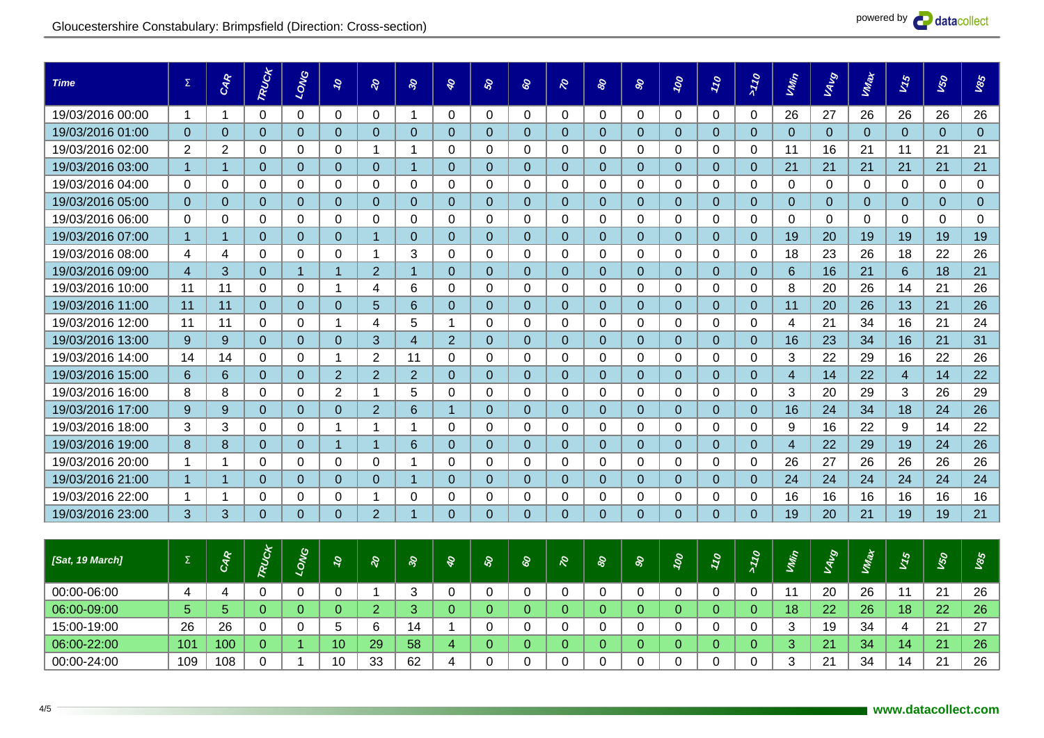Gloucestershire Constabulary: Brimpsfield (Direction: Cross-section)

| Time | Σ | CAR | TRUCK | LONG | 10 | 20 | 30 | 40 | 50 | 60 | 70 | 80 | 90 | 100 | 110 | >110 | VMin | VAvg | VMax | V15 | V50 | V85 |
|---|---|---|---|---|---|---|---|---|---|---|---|---|---|---|---|---|---|---|---|---|---|---|
| 19/03/2016 00:00 | 1 | 1 | 0 | 0 | 0 | 0 | 1 | 0 | 0 | 0 | 0 | 0 | 0 | 0 | 0 | 0 | 26 | 27 | 26 | 26 | 26 | 26 |
| 19/03/2016 01:00 | 0 | 0 | 0 | 0 | 0 | 0 | 0 | 0 | 0 | 0 | 0 | 0 | 0 | 0 | 0 | 0 | 0 | 0 | 0 | 0 | 0 | 0 |
| 19/03/2016 02:00 | 2 | 2 | 0 | 0 | 0 | 1 | 1 | 0 | 0 | 0 | 0 | 0 | 0 | 0 | 0 | 0 | 11 | 16 | 21 | 11 | 21 | 21 |
| 19/03/2016 03:00 | 1 | 1 | 0 | 0 | 0 | 0 | 1 | 0 | 0 | 0 | 0 | 0 | 0 | 0 | 0 | 0 | 21 | 21 | 21 | 21 | 21 | 21 |
| 19/03/2016 04:00 | 0 | 0 | 0 | 0 | 0 | 0 | 0 | 0 | 0 | 0 | 0 | 0 | 0 | 0 | 0 | 0 | 0 | 0 | 0 | 0 | 0 | 0 |
| 19/03/2016 05:00 | 0 | 0 | 0 | 0 | 0 | 0 | 0 | 0 | 0 | 0 | 0 | 0 | 0 | 0 | 0 | 0 | 0 | 0 | 0 | 0 | 0 | 0 |
| 19/03/2016 06:00 | 0 | 0 | 0 | 0 | 0 | 0 | 0 | 0 | 0 | 0 | 0 | 0 | 0 | 0 | 0 | 0 | 0 | 0 | 0 | 0 | 0 | 0 |
| 19/03/2016 07:00 | 1 | 1 | 0 | 0 | 0 | 1 | 0 | 0 | 0 | 0 | 0 | 0 | 0 | 0 | 0 | 0 | 19 | 20 | 19 | 19 | 19 | 19 |
| 19/03/2016 08:00 | 4 | 4 | 0 | 0 | 0 | 1 | 3 | 0 | 0 | 0 | 0 | 0 | 0 | 0 | 0 | 0 | 18 | 23 | 26 | 18 | 22 | 26 |
| 19/03/2016 09:00 | 4 | 3 | 0 | 1 | 1 | 2 | 1 | 0 | 0 | 0 | 0 | 0 | 0 | 0 | 0 | 0 | 6 | 16 | 21 | 6 | 18 | 21 |
| 19/03/2016 10:00 | 11 | 11 | 0 | 0 | 1 | 4 | 6 | 0 | 0 | 0 | 0 | 0 | 0 | 0 | 0 | 0 | 8 | 20 | 26 | 14 | 21 | 26 |
| 19/03/2016 11:00 | 11 | 11 | 0 | 0 | 0 | 5 | 6 | 0 | 0 | 0 | 0 | 0 | 0 | 0 | 0 | 0 | 11 | 20 | 26 | 13 | 21 | 26 |
| 19/03/2016 12:00 | 11 | 11 | 0 | 0 | 1 | 4 | 5 | 1 | 0 | 0 | 0 | 0 | 0 | 0 | 0 | 0 | 4 | 21 | 34 | 16 | 21 | 24 |
| 19/03/2016 13:00 | 9 | 9 | 0 | 0 | 0 | 3 | 4 | 2 | 0 | 0 | 0 | 0 | 0 | 0 | 0 | 0 | 16 | 23 | 34 | 16 | 21 | 31 |
| 19/03/2016 14:00 | 14 | 14 | 0 | 0 | 1 | 2 | 11 | 0 | 0 | 0 | 0 | 0 | 0 | 0 | 0 | 0 | 3 | 22 | 29 | 16 | 22 | 26 |
| 19/03/2016 15:00 | 6 | 6 | 0 | 0 | 2 | 2 | 2 | 0 | 0 | 0 | 0 | 0 | 0 | 0 | 0 | 0 | 4 | 14 | 22 | 4 | 14 | 22 |
| 19/03/2016 16:00 | 8 | 8 | 0 | 0 | 2 | 1 | 5 | 0 | 0 | 0 | 0 | 0 | 0 | 0 | 0 | 0 | 3 | 20 | 29 | 3 | 26 | 29 |
| 19/03/2016 17:00 | 9 | 9 | 0 | 0 | 0 | 2 | 6 | 1 | 0 | 0 | 0 | 0 | 0 | 0 | 0 | 0 | 16 | 24 | 34 | 18 | 24 | 26 |
| 19/03/2016 18:00 | 3 | 3 | 0 | 0 | 1 | 1 | 1 | 0 | 0 | 0 | 0 | 0 | 0 | 0 | 0 | 0 | 9 | 16 | 22 | 9 | 14 | 22 |
| 19/03/2016 19:00 | 8 | 8 | 0 | 0 | 1 | 1 | 6 | 0 | 0 | 0 | 0 | 0 | 0 | 0 | 0 | 0 | 4 | 22 | 29 | 19 | 24 | 26 |
| 19/03/2016 20:00 | 1 | 1 | 0 | 0 | 0 | 0 | 1 | 0 | 0 | 0 | 0 | 0 | 0 | 0 | 0 | 0 | 26 | 27 | 26 | 26 | 26 | 26 |
| 19/03/2016 21:00 | 1 | 1 | 0 | 0 | 0 | 0 | 1 | 0 | 0 | 0 | 0 | 0 | 0 | 0 | 0 | 0 | 24 | 24 | 24 | 24 | 24 | 24 |
| 19/03/2016 22:00 | 1 | 1 | 0 | 0 | 0 | 1 | 0 | 0 | 0 | 0 | 0 | 0 | 0 | 0 | 0 | 0 | 16 | 16 | 16 | 16 | 16 | 16 |
| 19/03/2016 23:00 | 3 | 3 | 0 | 0 | 0 | 2 | 1 | 0 | 0 | 0 | 0 | 0 | 0 | 0 | 0 | 0 | 19 | 20 | 21 | 19 | 19 | 21 |

| [Sat, 19 March] | Σ | CAR | TRUCK | LONG | 10 | 20 | 30 | 40 | 50 | 60 | 70 | 80 | 90 | 100 | 110 | >110 | VMin | VAvg | VMax | V15 | V50 | V85 |
|---|---|---|---|---|---|---|---|---|---|---|---|---|---|---|---|---|---|---|---|---|---|---|
| 00:00-06:00 | 4 | 4 | 0 | 0 | 0 | 1 | 3 | 0 | 0 | 0 | 0 | 0 | 0 | 0 | 0 | 0 | 11 | 20 | 26 | 11 | 21 | 26 |
| 06:00-09:00 | 5 | 5 | 0 | 0 | 0 | 2 | 3 | 0 | 0 | 0 | 0 | 0 | 0 | 0 | 0 | 0 | 18 | 22 | 26 | 18 | 22 | 26 |
| 15:00-19:00 | 26 | 26 | 0 | 0 | 5 | 6 | 14 | 1 | 0 | 0 | 0 | 0 | 0 | 0 | 0 | 0 | 3 | 19 | 34 | 4 | 21 | 27 |
| 06:00-22:00 | 101 | 100 | 0 | 1 | 10 | 29 | 58 | 4 | 0 | 0 | 0 | 0 | 0 | 0 | 0 | 0 | 3 | 21 | 34 | 14 | 21 | 26 |
| 00:00-24:00 | 109 | 108 | 0 | 1 | 10 | 33 | 62 | 4 | 0 | 0 | 0 | 0 | 0 | 0 | 0 | 0 | 3 | 21 | 34 | 14 | 21 | 26 |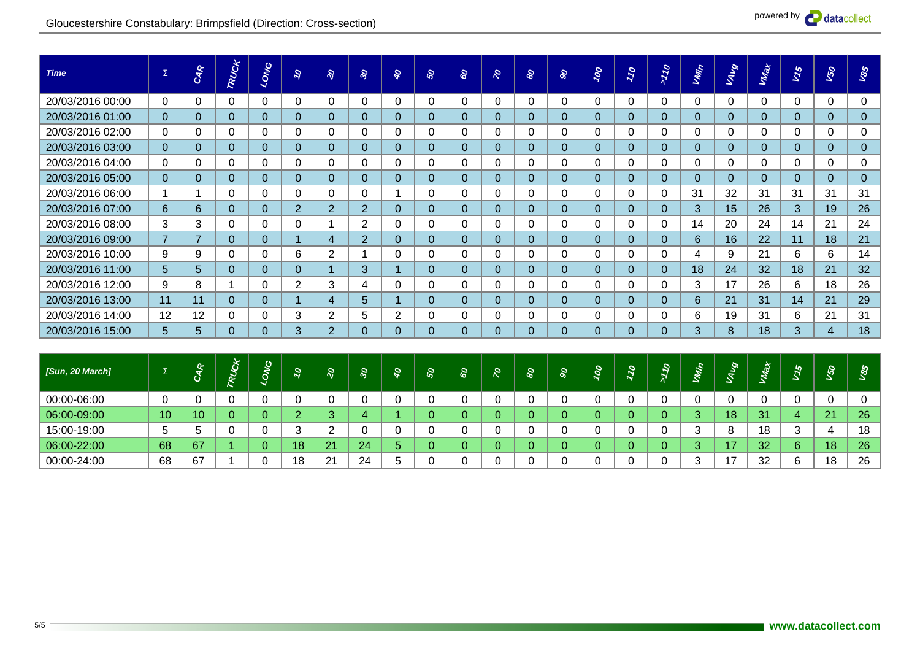Gloucestershire Constabulary: Brimpsfield (Direction: Cross-section)

| Time | Σ | CAR | TRUCK | LONG | 10 | 20 | 30 | 40 | 50 | 60 | 70 | 80 | 90 | 100 | 110 | >110 | VMin | VAvg | VMax | V15 | V50 | V85 |
|---|---|---|---|---|---|---|---|---|---|---|---|---|---|---|---|---|---|---|---|---|---|---|
| 20/03/2016 00:00 | 0 | 0 | 0 | 0 | 0 | 0 | 0 | 0 | 0 | 0 | 0 | 0 | 0 | 0 | 0 | 0 | 0 | 0 | 0 | 0 | 0 | 0 |
| 20/03/2016 01:00 | 0 | 0 | 0 | 0 | 0 | 0 | 0 | 0 | 0 | 0 | 0 | 0 | 0 | 0 | 0 | 0 | 0 | 0 | 0 | 0 | 0 | 0 |
| 20/03/2016 02:00 | 0 | 0 | 0 | 0 | 0 | 0 | 0 | 0 | 0 | 0 | 0 | 0 | 0 | 0 | 0 | 0 | 0 | 0 | 0 | 0 | 0 | 0 |
| 20/03/2016 03:00 | 0 | 0 | 0 | 0 | 0 | 0 | 0 | 0 | 0 | 0 | 0 | 0 | 0 | 0 | 0 | 0 | 0 | 0 | 0 | 0 | 0 | 0 |
| 20/03/2016 04:00 | 0 | 0 | 0 | 0 | 0 | 0 | 0 | 0 | 0 | 0 | 0 | 0 | 0 | 0 | 0 | 0 | 0 | 0 | 0 | 0 | 0 | 0 |
| 20/03/2016 05:00 | 0 | 0 | 0 | 0 | 0 | 0 | 0 | 0 | 0 | 0 | 0 | 0 | 0 | 0 | 0 | 0 | 0 | 0 | 0 | 0 | 0 | 0 |
| 20/03/2016 06:00 | 1 | 1 | 0 | 0 | 0 | 0 | 0 | 1 | 0 | 0 | 0 | 0 | 0 | 0 | 0 | 0 | 31 | 32 | 31 | 31 | 31 | 31 |
| 20/03/2016 07:00 | 6 | 6 | 0 | 0 | 2 | 2 | 2 | 0 | 0 | 0 | 0 | 0 | 0 | 0 | 0 | 0 | 3 | 15 | 26 | 3 | 19 | 26 |
| 20/03/2016 08:00 | 3 | 3 | 0 | 0 | 0 | 1 | 2 | 0 | 0 | 0 | 0 | 0 | 0 | 0 | 0 | 0 | 14 | 20 | 24 | 14 | 21 | 24 |
| 20/03/2016 09:00 | 7 | 7 | 0 | 0 | 1 | 4 | 2 | 0 | 0 | 0 | 0 | 0 | 0 | 0 | 0 | 0 | 6 | 16 | 22 | 11 | 18 | 21 |
| 20/03/2016 10:00 | 9 | 9 | 0 | 0 | 6 | 2 | 1 | 0 | 0 | 0 | 0 | 0 | 0 | 0 | 0 | 0 | 4 | 9 | 21 | 6 | 6 | 14 |
| 20/03/2016 11:00 | 5 | 5 | 0 | 0 | 0 | 1 | 3 | 1 | 0 | 0 | 0 | 0 | 0 | 0 | 0 | 0 | 18 | 24 | 32 | 18 | 21 | 32 |
| 20/03/2016 12:00 | 9 | 8 | 1 | 0 | 2 | 3 | 4 | 0 | 0 | 0 | 0 | 0 | 0 | 0 | 0 | 0 | 3 | 17 | 26 | 6 | 18 | 26 |
| 20/03/2016 13:00 | 11 | 11 | 0 | 0 | 1 | 4 | 5 | 1 | 0 | 0 | 0 | 0 | 0 | 0 | 0 | 0 | 6 | 21 | 31 | 14 | 21 | 29 |
| 20/03/2016 14:00 | 12 | 12 | 0 | 0 | 3 | 2 | 5 | 2 | 0 | 0 | 0 | 0 | 0 | 0 | 0 | 0 | 6 | 19 | 31 | 6 | 21 | 31 |
| 20/03/2016 15:00 | 5 | 5 | 0 | 0 | 3 | 2 | 0 | 0 | 0 | 0 | 0 | 0 | 0 | 0 | 0 | 0 | 3 | 8 | 18 | 3 | 4 | 18 |

| [Sun, 20 March] | Σ | CAR | TRUCK | LONG | 10 | 20 | 30 | 40 | 50 | 60 | 70 | 80 | 90 | 100 | 110 | >110 | VMin | VAvg | VMax | V15 | V50 | V85 |
|---|---|---|---|---|---|---|---|---|---|---|---|---|---|---|---|---|---|---|---|---|---|---|
| 00:00-06:00 | 0 | 0 | 0 | 0 | 0 | 0 | 0 | 0 | 0 | 0 | 0 | 0 | 0 | 0 | 0 | 0 | 0 | 0 | 0 | 0 | 0 | 0 |
| 06:00-09:00 | 10 | 10 | 0 | 0 | 2 | 3 | 4 | 1 | 0 | 0 | 0 | 0 | 0 | 0 | 0 | 0 | 3 | 18 | 31 | 4 | 21 | 26 |
| 15:00-19:00 | 5 | 5 | 0 | 0 | 3 | 2 | 0 | 0 | 0 | 0 | 0 | 0 | 0 | 0 | 0 | 0 | 3 | 8 | 18 | 3 | 4 | 18 |
| 06:00-22:00 | 68 | 67 | 1 | 0 | 18 | 21 | 24 | 5 | 0 | 0 | 0 | 0 | 0 | 0 | 0 | 0 | 3 | 17 | 32 | 6 | 18 | 26 |
| 00:00-24:00 | 68 | 67 | 1 | 0 | 18 | 21 | 24 | 5 | 0 | 0 | 0 | 0 | 0 | 0 | 0 | 0 | 3 | 17 | 32 | 6 | 18 | 26 |